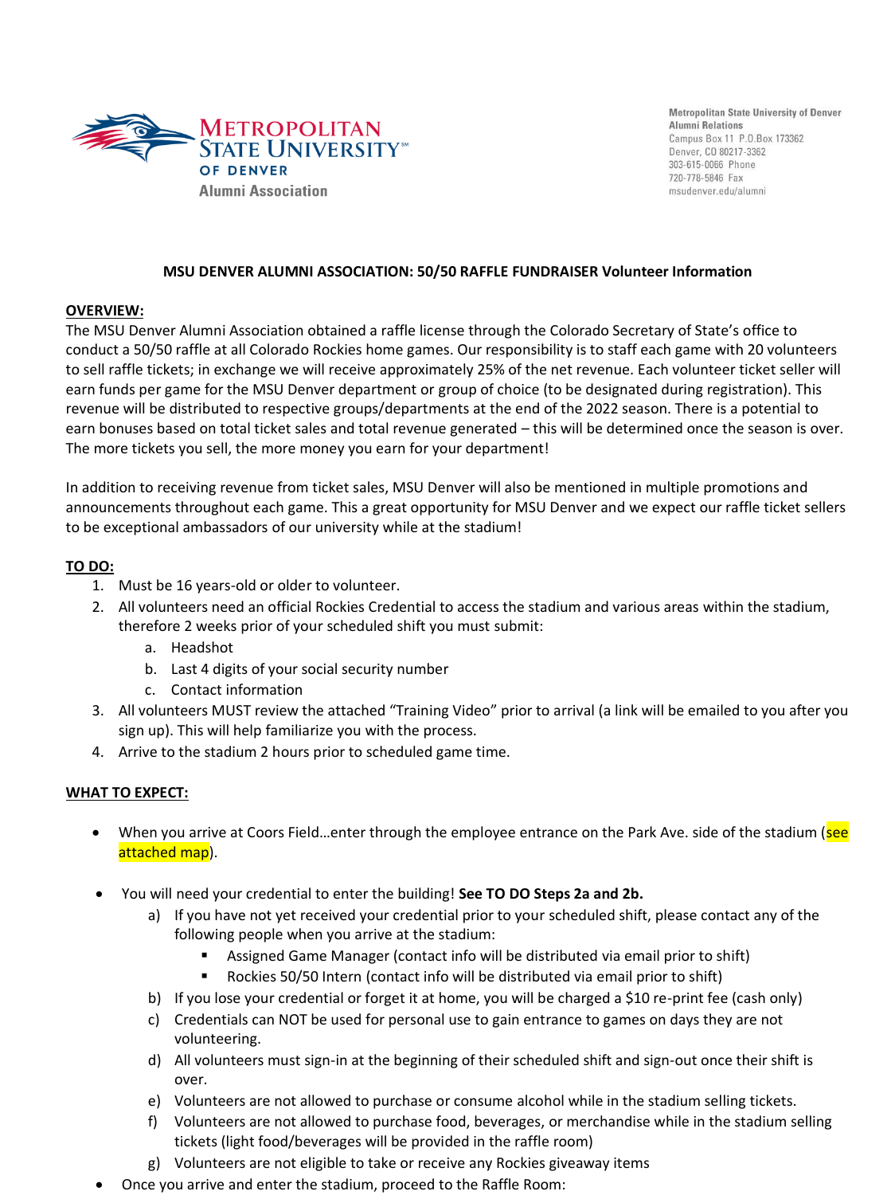Metropolitan State University of Denver
Alumni Association

Metropolitan State University of Denver
Alumni Relations
Campus Box 11 P.O.Box 173362
Denver, CO 80217-3362
303-615-0066 Phone
720-778-5846 Fax
msudenver.edu/alumni

**MSU DENVER ALUMNI ASSOCIATION: 50/50 RAFFLE FUNDRAISER Volunteer Information**

**OVERVIEW:**

The MSU Denver Alumni Association obtained a raffle license through the Colorado Secretary of State's office to conduct a 50/50 raffle at all Colorado Rockies home games. Our responsibility is to staff each game with 20 volunteers to sell raffle tickets; in exchange we will receive approximately 25% of the net revenue. Each volunteer ticket seller will earn funds per game for the MSU Denver department or group of choice (to be designated during registration). This revenue will be distributed to respective groups/departments at the end of the 2022 season. There is a potential to earn bonuses based on total ticket sales and total revenue generated – this will be determined once the season is over. The more tickets you sell, the more money you earn for your department!

In addition to receiving revenue from ticket sales, MSU Denver will also be mentioned in multiple promotions and announcements throughout each game. This a great opportunity for MSU Denver and we expect our raffle ticket sellers to be exceptional ambassadors of our university while at the stadium!

**TO DO:**

1. Must be 16 years-old or older to volunteer.
2. All volunteers need an official Rockies Credential to access the stadium and various areas within the stadium, therefore 2 weeks prior of your scheduled shift you must submit:
   a. Headshot
   b. Last 4 digits of your social security number
   c. Contact information
3. All volunteers MUST review the attached "Training Video" prior to arrival (a link will be emailed to you after you sign up). This will help familiarize you with the process.
4. Arrive to the stadium 2 hours prior to scheduled game time.

**WHAT TO EXPECT:**

- When you arrive at Coors Field…enter through the employee entrance on the Park Ave. side of the stadium (see attached map).
- You will need your credential to enter the building! **See TO DO Steps 2a and 2b.**
  a) If you have not yet received your credential prior to your scheduled shift, please contact any of the following people when you arrive at the stadium:
     - Assigned Game Manager (contact info will be distributed via email prior to shift)
     - Rockies 50/50 Intern (contact info will be distributed via email prior to shift)
  b) If you lose your credential or forget it at home, you will be charged a $10 re-print fee (cash only)
  c) Credentials can NOT be used for personal use to gain entrance to games on days they are not volunteering.
  d) All volunteers must sign-in at the beginning of their scheduled shift and sign-out once their shift is over.
  e) Volunteers are not allowed to purchase or consume alcohol while in the stadium selling tickets.
  f) Volunteers are not allowed to purchase food, beverages, or merchandise while in the stadium selling tickets (light food/beverages will be provided in the raffle room)
  g) Volunteers are not eligible to take or receive any Rockies giveaway items
- Once you arrive and enter the stadium, proceed to the Raffle Room: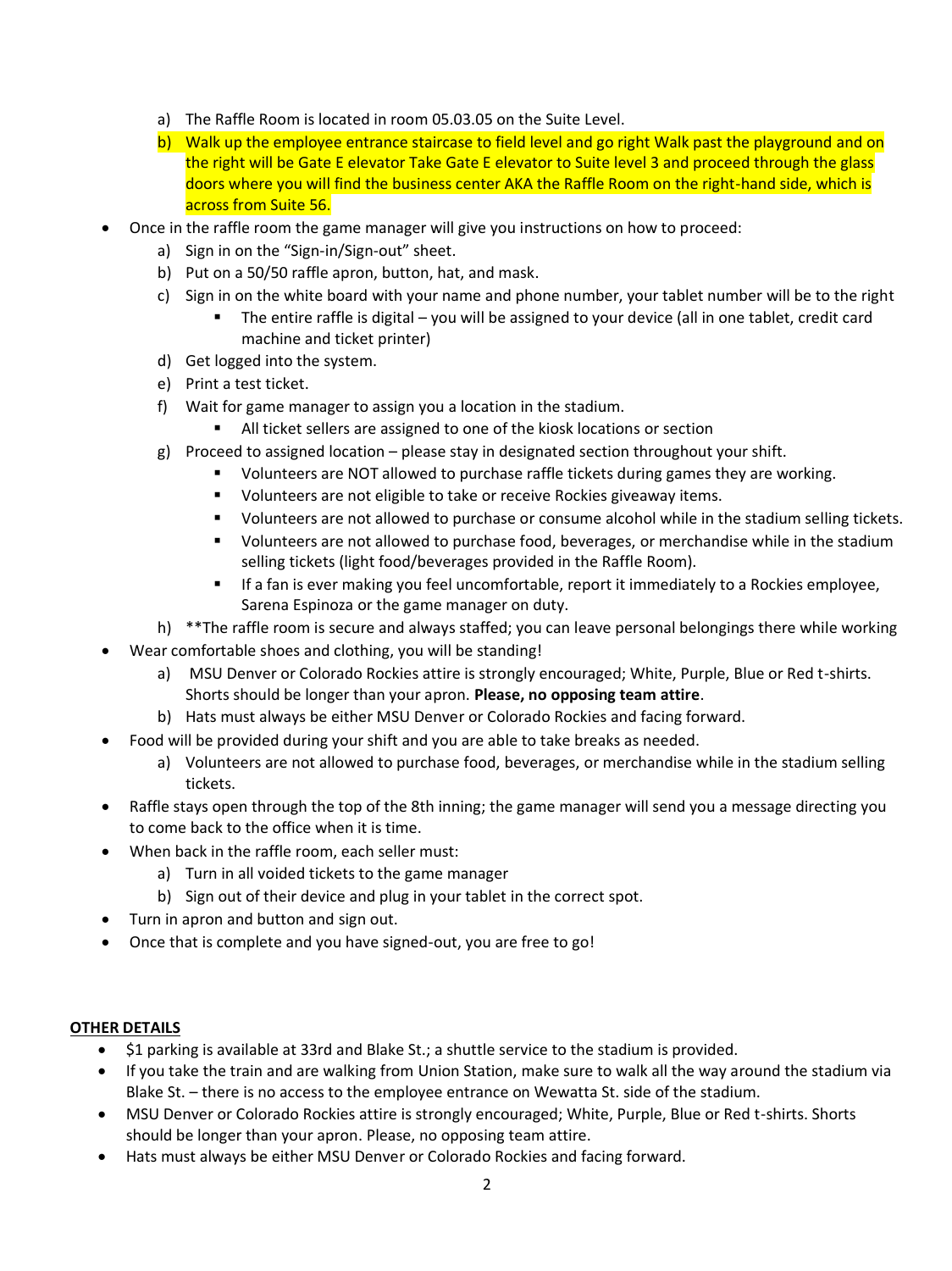a) The Raffle Room is located in room 05.03.05 on the Suite Level.
b) Walk up the employee entrance staircase to field level and go right Walk past the playground and on the right will be Gate E elevator Take Gate E elevator to Suite level 3 and proceed through the glass doors where you will find the business center AKA the Raffle Room on the right-hand side, which is across from Suite 56.

- Once in the raffle room the game manager will give you instructions on how to proceed:
  a) Sign in on the "Sign-in/Sign-out" sheet.
  b) Put on a 50/50 raffle apron, button, hat, and mask.
  c) Sign in on the white board with your name and phone number, your tablet number will be to the right
     - The entire raffle is digital – you will be assigned to your device (all in one tablet, credit card machine and ticket printer)
  d) Get logged into the system.
  e) Print a test ticket.
  f) Wait for game manager to assign you a location in the stadium.
     - All ticket sellers are assigned to one of the kiosk locations or section
  g) Proceed to assigned location – please stay in designated section throughout your shift.
     - Volunteers are NOT allowed to purchase raffle tickets during games they are working.
     - Volunteers are not eligible to take or receive Rockies giveaway items.
     - Volunteers are not allowed to purchase or consume alcohol while in the stadium selling tickets.
     - Volunteers are not allowed to purchase food, beverages, or merchandise while in the stadium selling tickets (light food/beverages provided in the Raffle Room).
     - If a fan is ever making you feel uncomfortable, report it immediately to a Rockies employee, Sarena Espinoza or the game manager on duty.
  h) **The raffle room is secure and always staffed; you can leave personal belongings there while working
- Wear comfortable shoes and clothing, you will be standing!
  a) MSU Denver or Colorado Rockies attire is strongly encouraged; White, Purple, Blue or Red t-shirts. Shorts should be longer than your apron. **Please, no opposing team attire**.
  b) Hats must always be either MSU Denver or Colorado Rockies and facing forward.
- Food will be provided during your shift and you are able to take breaks as needed.
  a) Volunteers are not allowed to purchase food, beverages, or merchandise while in the stadium selling tickets.
- Raffle stays open through the top of the 8th inning; the game manager will send you a message directing you to come back to the office when it is time.
- When back in the raffle room, each seller must:
  a) Turn in all voided tickets to the game manager
  b) Sign out of their device and plug in your tablet in the correct spot.
- Turn in apron and button and sign out.
- Once that is complete and you have signed-out, you are free to go!

**OTHER DETAILS**

- $1 parking is available at 33rd and Blake St.; a shuttle service to the stadium is provided.
- If you take the train and are walking from Union Station, make sure to walk all the way around the stadium via Blake St. – there is no access to the employee entrance on Wewatta St. side of the stadium.
- MSU Denver or Colorado Rockies attire is strongly encouraged; White, Purple, Blue or Red t-shirts. Shorts should be longer than your apron. Please, no opposing team attire.
- Hats must always be either MSU Denver or Colorado Rockies and facing forward.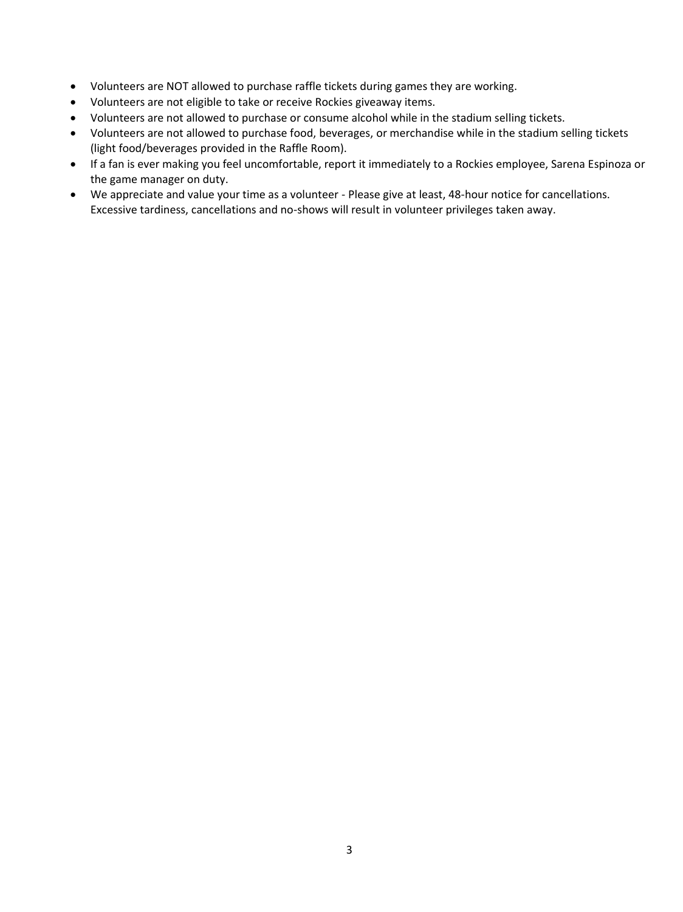- Volunteers are NOT allowed to purchase raffle tickets during games they are working.
- Volunteers are not eligible to take or receive Rockies giveaway items.
- Volunteers are not allowed to purchase or consume alcohol while in the stadium selling tickets.
- Volunteers are not allowed to purchase food, beverages, or merchandise while in the stadium selling tickets (light food/beverages provided in the Raffle Room).
- If a fan is ever making you feel uncomfortable, report it immediately to a Rockies employee, Sarena Espinoza or the game manager on duty.
- We appreciate and value your time as a volunteer - Please give at least, 48-hour notice for cancellations. Excessive tardiness, cancellations and no-shows will result in volunteer privileges taken away.